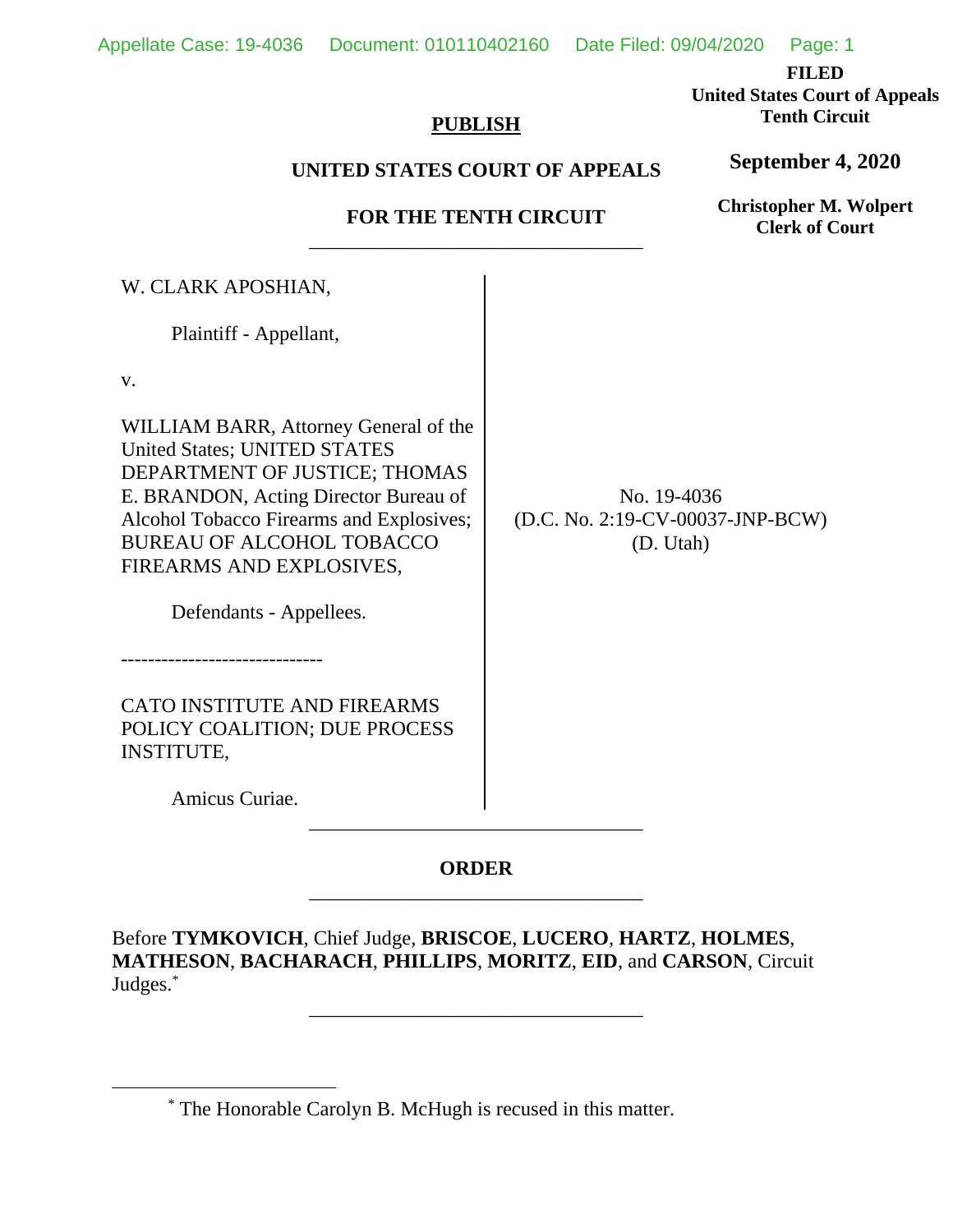**FILED**
**United States Court of Appeals**
**Tenth Circuit**

**September 4, 2020**

**Christopher M. Wolpert**
**Clerk of Court**

**PUBLISH**

**UNITED STATES COURT OF APPEALS**

**FOR THE TENTH CIRCUIT**

---

W. CLARK APOSHIAN,

Plaintiff - Appellant,

v.

WILLIAM BARR, Attorney General of the United States; UNITED STATES DEPARTMENT OF JUSTICE; THOMAS E. BRANDON, Acting Director Bureau of Alcohol Tobacco Firearms and Explosives; BUREAU OF ALCOHOL TOBACCO FIREARMS AND EXPLOSIVES,

Defendants - Appellees.

------------------------------

CATO INSTITUTE AND FIREARMS POLICY COALITION; DUE PROCESS INSTITUTE,

Amicus Curiae.

No. 19-4036
(D.C. No. 2:19-CV-00037-JNP-BCW)
(D. Utah)

---

**ORDER**

---

Before **TYMKOVICH**, Chief Judge, **BRISCOE**, **LUCERO**, **HARTZ**, **HOLMES**, **MATHESON**, **BACHARACH**, **PHILLIPS**, **MORITZ**, **EID**, and **CARSON**, Circuit Judges.*

---

\* The Honorable Carolyn B. McHugh is recused in this matter.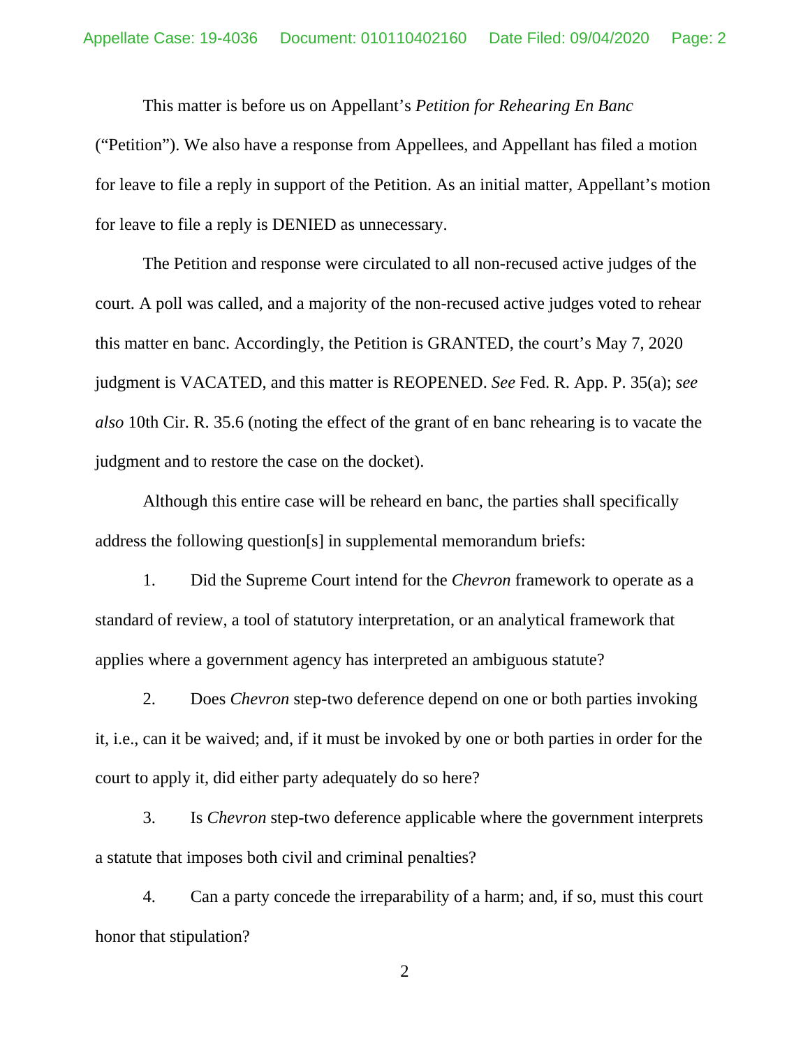This matter is before us on Appellant's *Petition for Rehearing En Banc* ("Petition"). We also have a response from Appellees, and Appellant has filed a motion for leave to file a reply in support of the Petition. As an initial matter, Appellant's motion for leave to file a reply is DENIED as unnecessary.

The Petition and response were circulated to all non-recused active judges of the court. A poll was called, and a majority of the non-recused active judges voted to rehear this matter en banc. Accordingly, the Petition is GRANTED, the court's May 7, 2020 judgment is VACATED, and this matter is REOPENED. *See* Fed. R. App. P. 35(a); *see also* 10th Cir. R. 35.6 (noting the effect of the grant of en banc rehearing is to vacate the judgment and to restore the case on the docket).

Although this entire case will be reheard en banc, the parties shall specifically address the following question[s] in supplemental memorandum briefs:

1. Did the Supreme Court intend for the *Chevron* framework to operate as a standard of review, a tool of statutory interpretation, or an analytical framework that applies where a government agency has interpreted an ambiguous statute?

2. Does *Chevron* step-two deference depend on one or both parties invoking it, i.e., can it be waived; and, if it must be invoked by one or both parties in order for the court to apply it, did either party adequately do so here?

3. Is *Chevron* step-two deference applicable where the government interprets a statute that imposes both civil and criminal penalties?

4. Can a party concede the irreparability of a harm; and, if so, must this court honor that stipulation?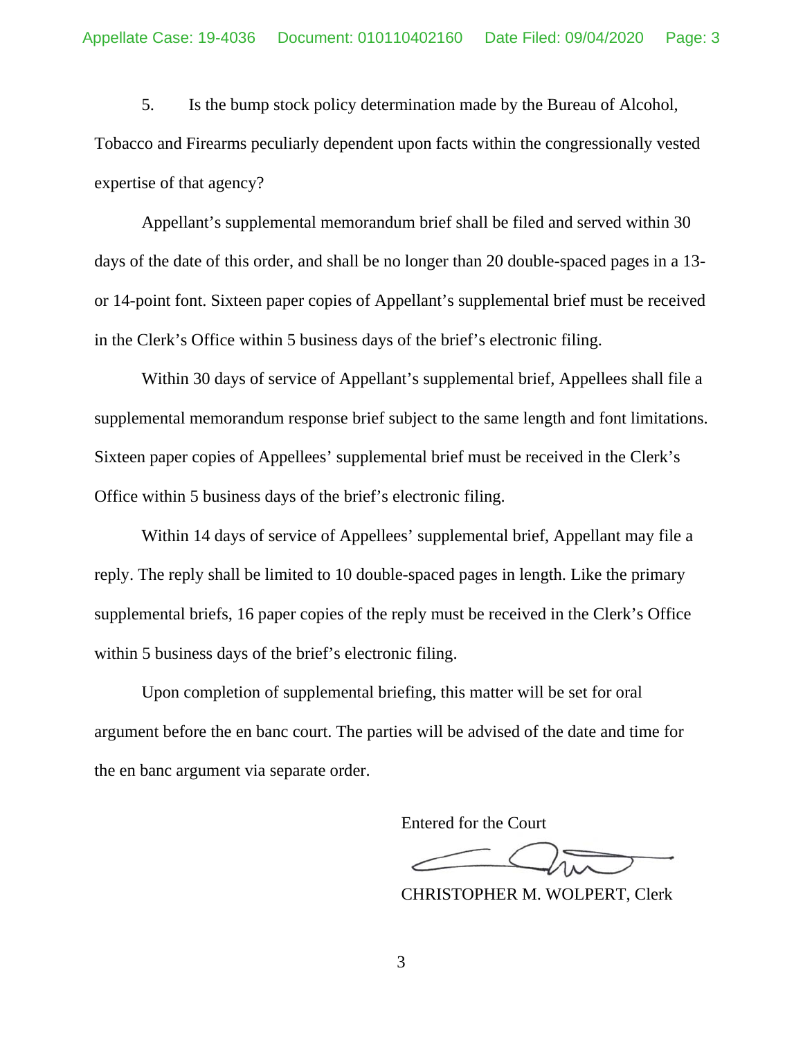5. Is the bump stock policy determination made by the Bureau of Alcohol, Tobacco and Firearms peculiarly dependent upon facts within the congressionally vested expertise of that agency?

Appellant's supplemental memorandum brief shall be filed and served within 30 days of the date of this order, and shall be no longer than 20 double-spaced pages in a 13- or 14-point font. Sixteen paper copies of Appellant's supplemental brief must be received in the Clerk's Office within 5 business days of the brief's electronic filing.

Within 30 days of service of Appellant's supplemental brief, Appellees shall file a supplemental memorandum response brief subject to the same length and font limitations. Sixteen paper copies of Appellees' supplemental brief must be received in the Clerk's Office within 5 business days of the brief's electronic filing.

Within 14 days of service of Appellees' supplemental brief, Appellant may file a reply. The reply shall be limited to 10 double-spaced pages in length. Like the primary supplemental briefs, 16 paper copies of the reply must be received in the Clerk's Office within 5 business days of the brief's electronic filing.

Upon completion of supplemental briefing, this matter will be set for oral argument before the en banc court. The parties will be advised of the date and time for the en banc argument via separate order.

Entered for the Court

CHRISTOPHER M. WOLPERT, Clerk